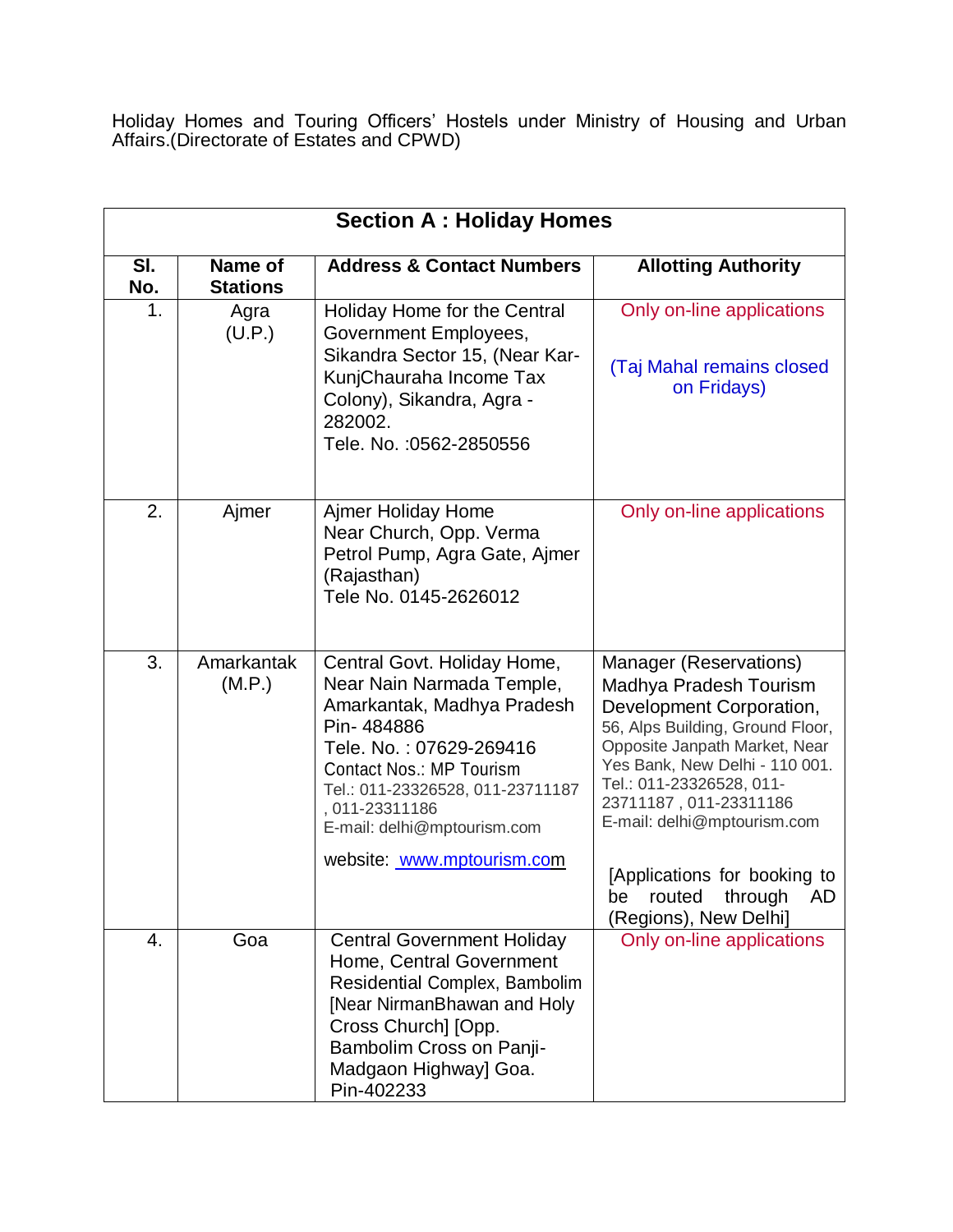Holiday Homes and Touring Officers' Hostels under Ministry of Housing and Urban Affairs.(Directorate of Estates and CPWD)

## Section A : Holiday Homes

| Sl. No. | Name of Stations | Address & Contact Numbers | Allotting Authority |
|---|---|---|---|
| 1. | Agra (U.P.) | Holiday Home for the Central Government Employees, Sikandra Sector 15, (Near Kar-KunjChauraha Income Tax Colony), Sikandra, Agra - 282002. Tele. No. :0562-2850556 | Only on-line applications<br><br>(Taj Mahal remains closed on Fridays) |
| 2. | Ajmer | Ajmer Holiday Home Near Church, Opp. Verma Petrol Pump, Agra Gate, Ajmer (Rajasthan) Tele No. 0145-2626012 | Only on-line applications |
| 3. | Amarkantak (M.P.) | Central Govt. Holiday Home, Near Nain Narmada Temple, Amarkantak, Madhya Pradesh Pin- 484886 Tele. No. : 07629-269416 Contact Nos.: MP Tourism Tel.: 011-23326528, 011-23711187 , 011-23311186 E-mail: delhi@mptourism.com<br>website: www.mptourism.com | Manager (Reservations) Madhya Pradesh Tourism Development Corporation, 56, Alps Building, Ground Floor, Opposite Janpath Market, Near Yes Bank, New Delhi - 110 001. Tel.: 011-23326528, 011-23711187 , 011-23311186 E-mail: delhi@mptourism.com<br><br>[Applications for booking to be routed through AD (Regions), New Delhi] |
| 4. | Goa | Central Government Holiday Home, Central Government Residential Complex, Bambolim [Near NirmanBhawan and Holy Cross Church] [Opp. Bambolim Cross on Panji-Madgaon Highway] Goa. Pin-402233 | Only on-line applications |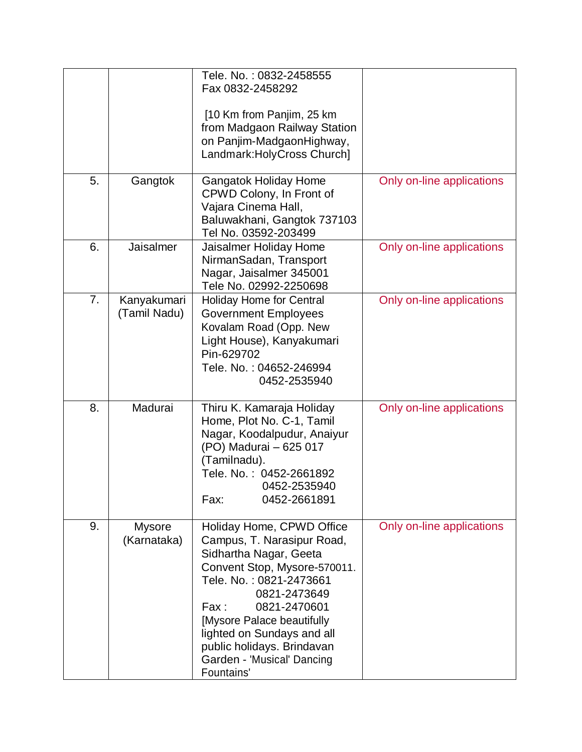| | | | |
|---|---|---|---|
| | | Tele. No. : 0832-2458555<br>Fax 0832-2458292<br><br>[10 Km from Panjim, 25 km from Madgaon Railway Station on Panjim-MadgaonHighway, Landmark:HolyCross Church] | |
| 5. | Gangtok | Gangatok Holiday Home CPWD Colony, In Front of Vajara Cinema Hall, Baluwakhani, Gangtok 737103 Tel No. 03592-203499 | Only on-line applications |
| 6. | Jaisalmer | Jaisalmer Holiday Home NirmanSadan, Transport Nagar, Jaisalmer 345001 Tele No. 02992-2250698 | Only on-line applications |
| 7. | Kanyakumari (Tamil Nadu) | Holiday Home for Central Government Employees Kovalam Road (Opp. New Light House), Kanyakumari Pin-629702<br>Tele. No. : 04652-246994<br>0452-2535940 | Only on-line applications |
| 8. | Madurai | Thiru K. Kamaraja Holiday Home, Plot No. C-1, Tamil Nagar, Koodalpudur, Anaiyur (PO) Madurai – 625 017 (Tamilnadu).<br>Tele. No. : 0452-2661892<br>0452-2535940<br>Fax: 0452-2661891 | Only on-line applications |
| 9. | Mysore (Karnataka) | Holiday Home, CPWD Office Campus, T. Narasipur Road, Sidhartha Nagar, Geeta Convent Stop, Mysore-570011.<br>Tele. No. : 0821-2473661<br>0821-2473649<br>Fax : 0821-2470601<br>[Mysore Palace beautifully lighted on Sundays and all public holidays. Brindavan Garden - 'Musical' Dancing Fountains' | Only on-line applications |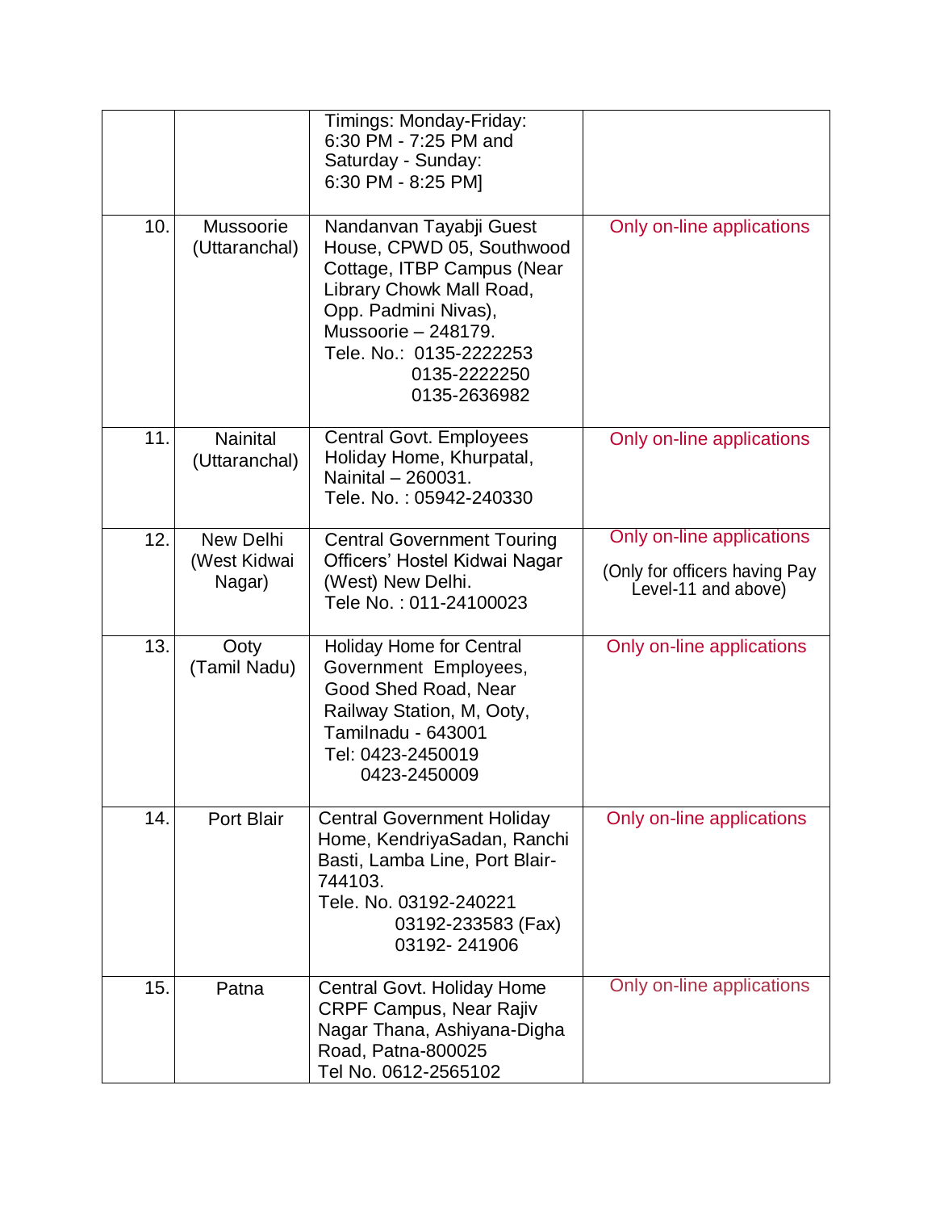| | | | |
|---|---|---|---|
| | | Timings: Monday-Friday: 6:30 PM - 7:25 PM and Saturday - Sunday: 6:30 PM - 8:25 PM] | |
| 10. | Mussoorie (Uttaranchal) | Nandanvan Tayabji Guest House, CPWD 05, Southwood Cottage, ITBP Campus (Near Library Chowk Mall Road, Opp. Padmini Nivas), Mussoorie – 248179. Tele. No.: 0135-2222253 0135-2222250 0135-2636982 | Only on-line applications |
| 11. | Nainital (Uttaranchal) | Central Govt. Employees Holiday Home, Khurpatal, Nainital – 260031. Tele. No. : 05942-240330 | Only on-line applications |
| 12. | New Delhi (West Kidwai Nagar) | Central Government Touring Officers' Hostel Kidwai Nagar (West) New Delhi. Tele No. : 011-24100023 | Only on-line applications (Only for officers having Pay Level-11 and above) |
| 13. | Ooty (Tamil Nadu) | Holiday Home for Central Government Employees, Good Shed Road, Near Railway Station, M, Ooty, Tamilnadu - 643001 Tel: 0423-2450019 0423-2450009 | Only on-line applications |
| 14. | Port Blair | Central Government Holiday Home, KendriyaSadan, Ranchi Basti, Lamba Line, Port Blair-744103. Tele. No. 03192-240221 03192-233583 (Fax) 03192- 241906 | Only on-line applications |
| 15. | Patna | Central Govt. Holiday Home CRPF Campus, Near Rajiv Nagar Thana, Ashiyana-Digha Road, Patna-800025 Tel No. 0612-2565102 | Only on-line applications |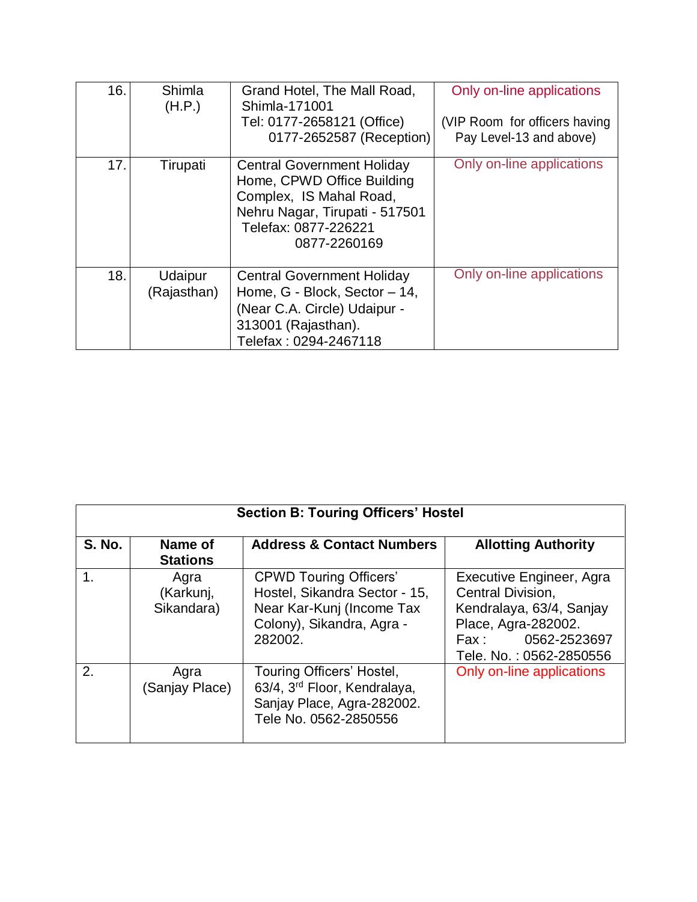| 16. | Shimla (H.P.) | Grand Hotel, The Mall Road, Shimla-171001 Tel: 0177-2658121 (Office) 0177-2652587 (Reception) | Only on-line applications (VIP Room for officers having Pay Level-13 and above) |
|---|---|---|---|
| 17. | Tirupati | Central Government Holiday Home, CPWD Office Building Complex, IS Mahal Road, Nehru Nagar, Tirupati - 517501 Telefax: 0877-226221 0877-2260169 | Only on-line applications |
| 18. | Udaipur (Rajasthan) | Central Government Holiday Home, G - Block, Sector – 14, (Near C.A. Circle) Udaipur - 313001 (Rajasthan). Telefax : 0294-2467118 | Only on-line applications |

| **Section B: Touring Officers' Hostel** | | | |
|---|---|---|---|
| **S. No.** | **Name of Stations** | **Address & Contact Numbers** | **Allotting Authority** |
| 1. | Agra (Karkunj, Sikandara) | CPWD Touring Officers' Hostel, Sikandra Sector - 15, Near Kar-Kunj (Income Tax Colony), Sikandra, Agra - 282002. | Executive Engineer, Agra Central Division, Kendralaya, 63/4, Sanjay Place, Agra-282002. Fax : 0562-2523697 Tele. No. : 0562-2850556 |
| 2. | Agra (Sanjay Place) | Touring Officers' Hostel, 63/4, 3rd Floor, Kendralaya, Sanjay Place, Agra-282002. Tele No. 0562-2850556 | Only on-line applications |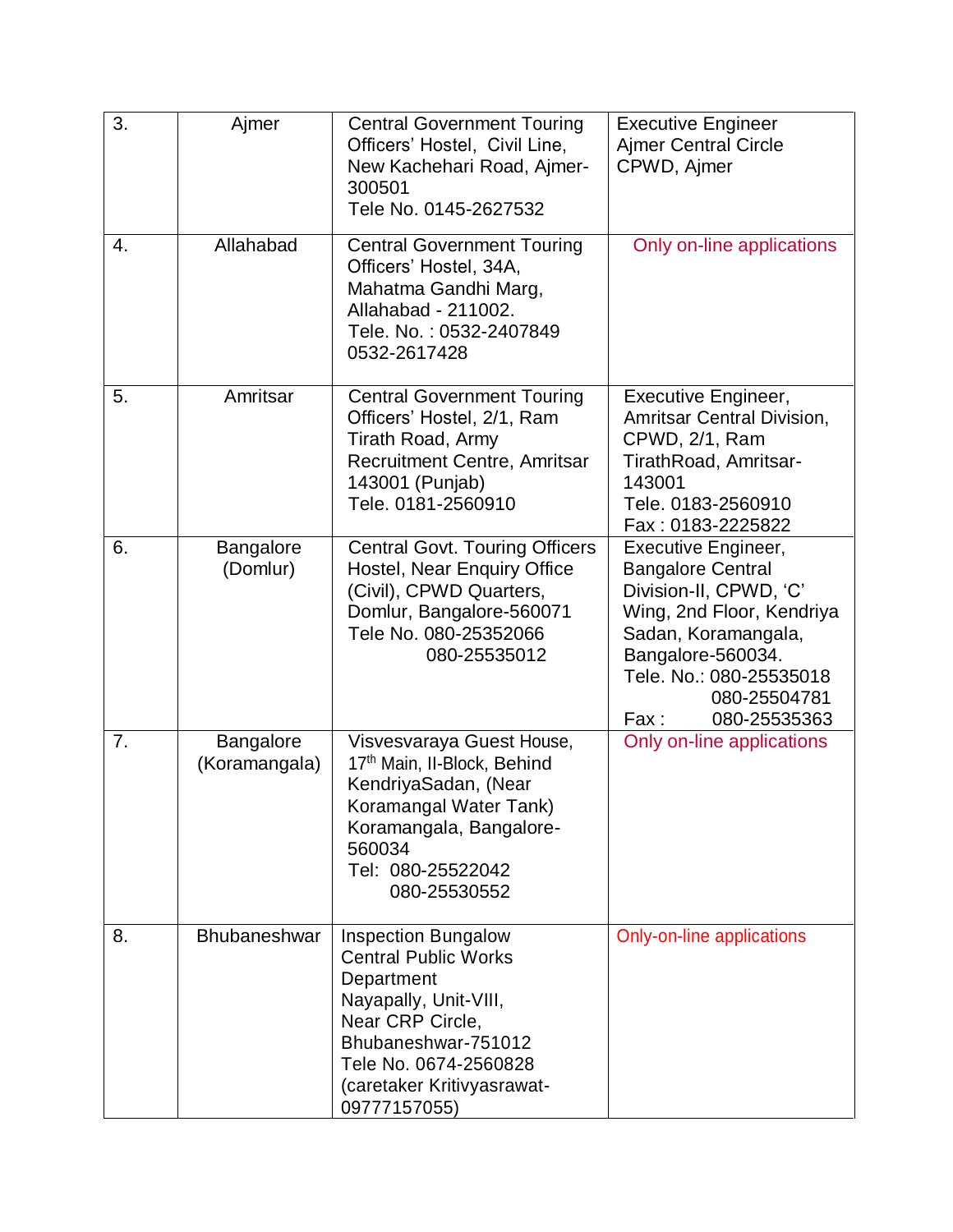| 3. | Ajmer | Central Government Touring Officers' Hostel, Civil Line, New Kachehari Road, Ajmer-300501<br>Tele No. 0145-2627532 | Executive Engineer Ajmer Central Circle CPWD, Ajmer |
|---|---|---|---|
| 4. | Allahabad | Central Government Touring Officers' Hostel, 34A, Mahatma Gandhi Marg, Allahabad - 211002.<br>Tele. No. : 0532-2407849<br>0532-2617428 | Only on-line applications |
| 5. | Amritsar | Central Government Touring Officers' Hostel, 2/1, Ram Tirath Road, Army Recruitment Centre, Amritsar 143001 (Punjab)<br>Tele. 0181-2560910 | Executive Engineer, Amritsar Central Division, CPWD, 2/1, Ram TirathRoad, Amritsar-143001<br>Tele. 0183-2560910<br>Fax : 0183-2225822 |
| 6. | Bangalore (Domlur) | Central Govt. Touring Officers Hostel, Near Enquiry Office (Civil), CPWD Quarters, Domlur, Bangalore-560071<br>Tele No. 080-25352066<br>080-25535012 | Executive Engineer, Bangalore Central Division-II, CPWD, 'C' Wing, 2nd Floor, Kendriya Sadan, Koramangala, Bangalore-560034.<br>Tele. No.: 080-25535018<br>080-25504781<br>Fax : 080-25535363 |
| 7. | Bangalore (Koramangala) | Visvesvaraya Guest House, 17th Main, II-Block, Behind KendriyaSadan, (Near Koramangal Water Tank) Koramangala, Bangalore-560034<br>Tel: 080-25522042<br>080-25530552 | Only on-line applications |
| 8. | Bhubaneshwar | Inspection Bungalow Central Public Works Department Nayapally, Unit-VIII, Near CRP Circle, Bhubaneshwar-751012<br>Tele No. 0674-2560828<br>(caretaker Kritivyasrawat-09777157055) | Only-on-line applications |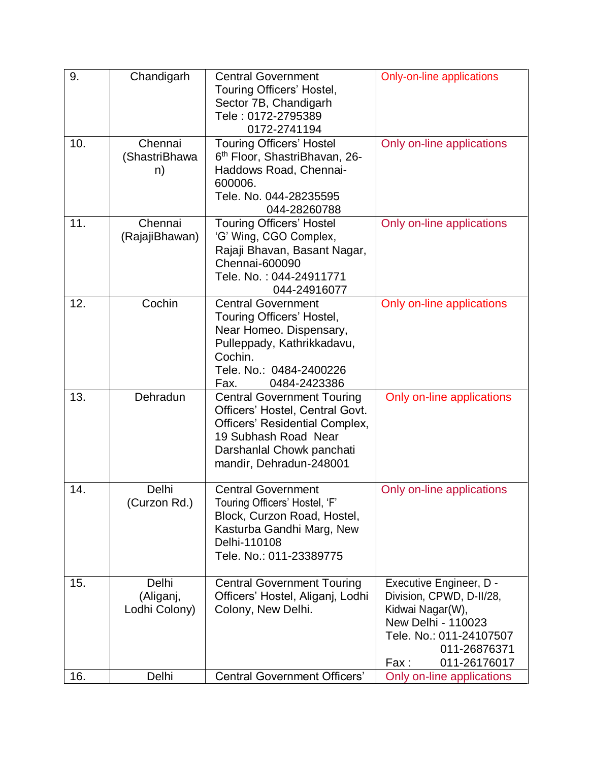| 9. | Chandigarh | Central Government Touring Officers' Hostel, Sector 7B, Chandigarh<br>Tele : 0172-2795389<br>0172-2741194 | Only-on-line applications |
|---|---|---|---|
| 10. | Chennai (ShastriBhawan) | Touring Officers' Hostel<br>6th Floor, ShastriBhavan, 26-Haddows Road, Chennai-600006.<br>Tele. No. 044-28235595<br>044-28260788 | Only on-line applications |
| 11. | Chennai (RajajiBhawan) | Touring Officers' Hostel<br>'G' Wing, CGO Complex, Rajaji Bhavan, Basant Nagar, Chennai-600090<br>Tele. No. : 044-24911771<br>044-24916077 | Only on-line applications |
| 12. | Cochin | Central Government Touring Officers' Hostel, Near Homeo. Dispensary, Pulleppady, Kathrikkadavu, Cochin.<br>Tele. No.: 0484-2400226<br>Fax. 0484-2423386 | Only on-line applications |
| 13. | Dehradun | Central Government Touring Officers' Hostel, Central Govt. Officers' Residential Complex, 19 Subhash Road Near Darshanlal Chowk panchati mandir, Dehradun-248001 | Only on-line applications |
| 14. | Delhi (Curzon Rd.) | Central Government Touring Officers' Hostel, 'F' Block, Curzon Road, Hostel, Kasturba Gandhi Marg, New Delhi-110108<br>Tele. No.: 011-23389775 | Only on-line applications |
| 15. | Delhi (Aliganj, Lodhi Colony) | Central Government Touring Officers' Hostel, Aliganj, Lodhi Colony, New Delhi. | Executive Engineer, D - Division, CPWD, D-II/28, Kidwai Nagar(W), New Delhi - 110023<br>Tele. No.: 011-24107507<br>011-26876371<br>Fax : 011-26176017 |
| 16. | Delhi | Central Government Officers' | Only on-line applications |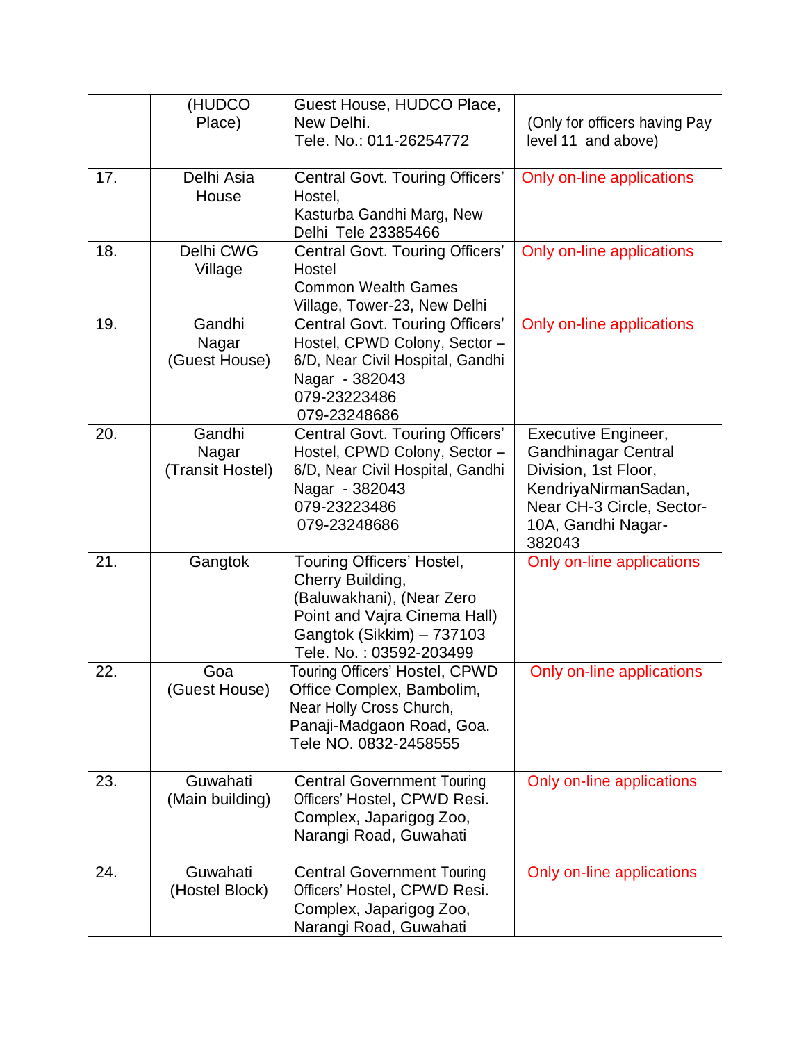| | | | |
|---|---|---|---|
| | (HUDCO Place) | Guest House, HUDCO Place, New Delhi. Tele. No.: 011-26254772 | (Only for officers having Pay level 11 and above) |
| 17. | Delhi Asia House | Central Govt. Touring Officers' Hostel, Kasturba Gandhi Marg, New Delhi Tele 23385466 | Only on-line applications |
| 18. | Delhi CWG Village | Central Govt. Touring Officers' Hostel Common Wealth Games Village, Tower-23, New Delhi | Only on-line applications |
| 19. | Gandhi Nagar (Guest House) | Central Govt. Touring Officers' Hostel, CPWD Colony, Sector – 6/D, Near Civil Hospital, Gandhi Nagar - 382043 079-23223486 079-23248686 | Only on-line applications |
| 20. | Gandhi Nagar (Transit Hostel) | Central Govt. Touring Officers' Hostel, CPWD Colony, Sector – 6/D, Near Civil Hospital, Gandhi Nagar - 382043 079-23223486 079-23248686 | Executive Engineer, Gandhinagar Central Division, 1st Floor, KendriyaNirmanSadan, Near CH-3 Circle, Sector-10A, Gandhi Nagar-382043 |
| 21. | Gangtok | Touring Officers' Hostel, Cherry Building, (Baluwakhani), (Near Zero Point and Vajra Cinema Hall) Gangtok (Sikkim) – 737103 Tele. No. : 03592-203499 | Only on-line applications |
| 22. | Goa (Guest House) | Touring Officers' Hostel, CPWD Office Complex, Bambolim, Near Holly Cross Church, Panaji-Madgaon Road, Goa. Tele NO. 0832-2458555 | Only on-line applications |
| 23. | Guwahati (Main building) | Central Government Touring Officers' Hostel, CPWD Resi. Complex, Japarigog Zoo, Narangi Road, Guwahati | Only on-line applications |
| 24. | Guwahati (Hostel Block) | Central Government Touring Officers' Hostel, CPWD Resi. Complex, Japarigog Zoo, Narangi Road, Guwahati | Only on-line applications |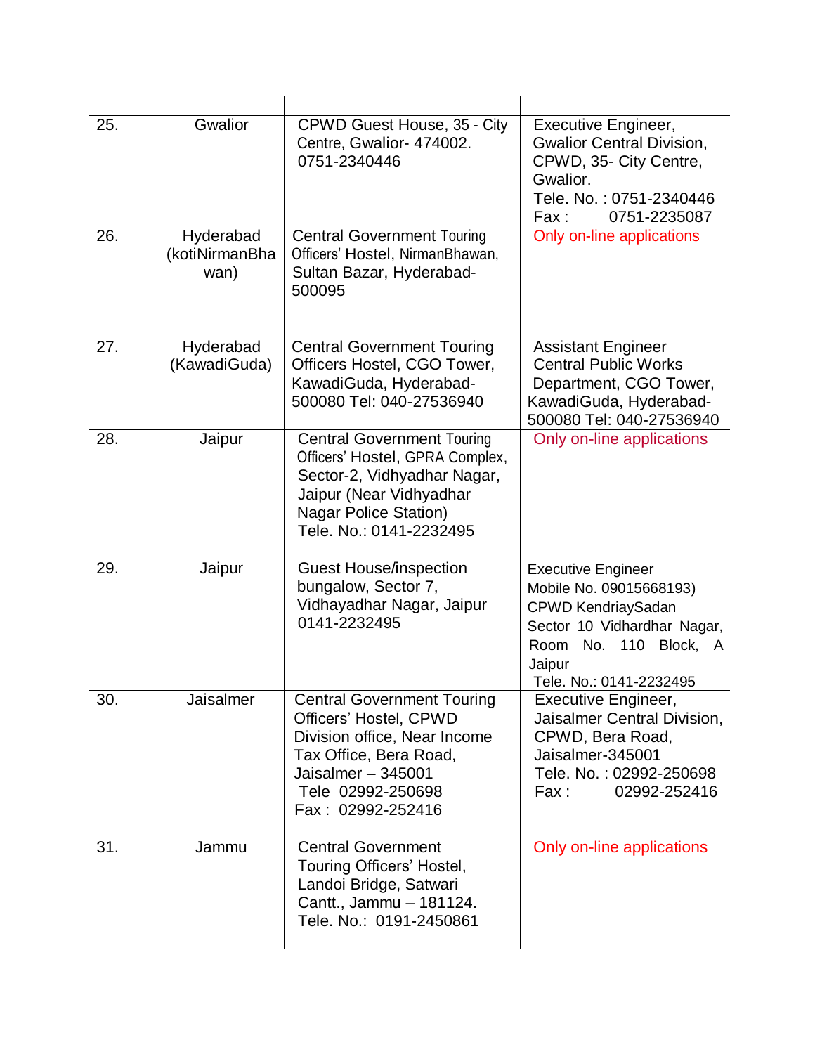| | | | |
|---|---|---|---|
| 25. | Gwalior | CPWD Guest House, 35 - City Centre, Gwalior- 474002. 0751-2340446 | Executive Engineer, Gwalior Central Division, CPWD, 35- City Centre, Gwalior. Tele. No. : 0751-2340446 Fax : 0751-2235087 |
| 26. | Hyderabad (kotiNirmanBhawan) | Central Government Touring Officers' Hostel, NirmanBhawan, Sultan Bazar, Hyderabad- 500095 | Only on-line applications |
| 27. | Hyderabad (KawadiGuda) | Central Government Touring Officers Hostel, CGO Tower, KawadiGuda, Hyderabad- 500080 Tel: 040-27536940 | Assistant Engineer Central Public Works Department, CGO Tower, KawadiGuda, Hyderabad- 500080 Tel: 040-27536940 |
| 28. | Jaipur | Central Government Touring Officers' Hostel, GPRA Complex, Sector-2, Vidhyadhar Nagar, Jaipur (Near Vidhyadhar Nagar Police Station) Tele. No.: 0141-2232495 | Only on-line applications |
| 29. | Jaipur | Guest House/inspection bungalow, Sector 7, Vidhayadhar Nagar, Jaipur 0141-2232495 | Executive Engineer Mobile No. 09015668193) CPWD KendriaySadan Sector 10 Vidhardhar Nagar, Room No. 110 Block, A Jaipur Tele. No.: 0141-2232495 |
| 30. | Jaisalmer | Central Government Touring Officers' Hostel, CPWD Division office, Near Income Tax Office, Bera Road, Jaisalmer – 345001 Tele 02992-250698 Fax : 02992-252416 | Executive Engineer, Jaisalmer Central Division, CPWD, Bera Road, Jaisalmer-345001 Tele. No. : 02992-250698 Fax : 02992-252416 |
| 31. | Jammu | Central Government Touring Officers' Hostel, Landoi Bridge, Satwari Cantt., Jammu – 181124. Tele. No.: 0191-2450861 | Only on-line applications |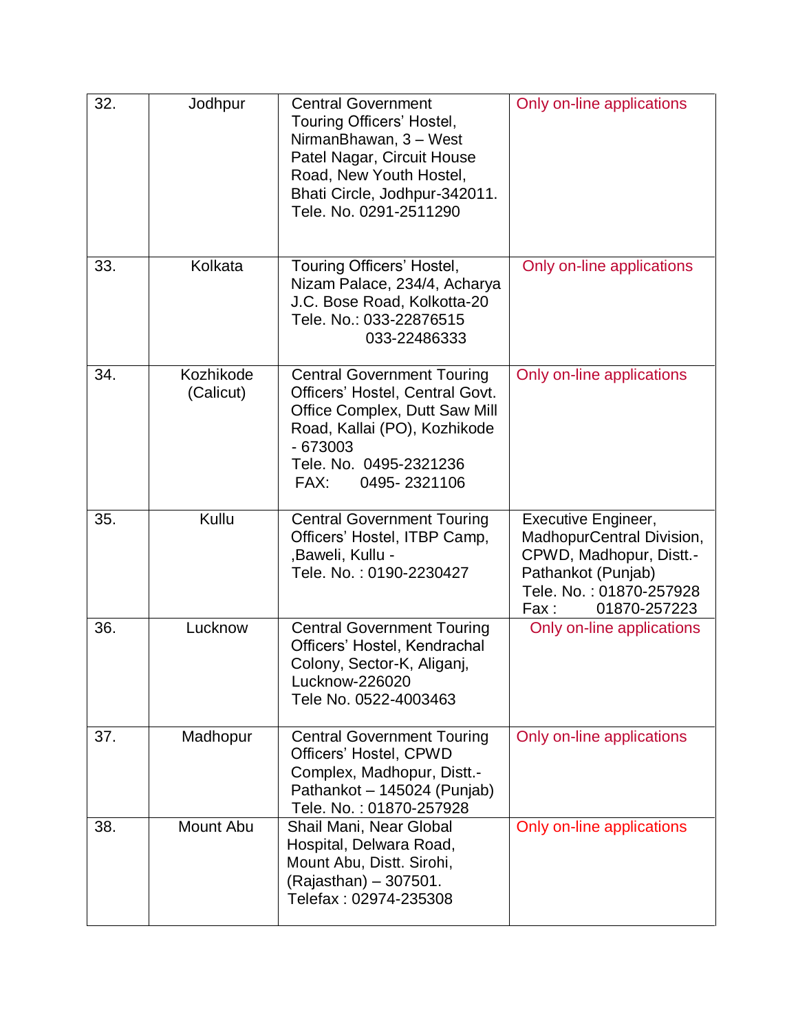| 32. | Jodhpur | Central Government Touring Officers' Hostel, NirmanBhawan, 3 – West Patel Nagar, Circuit House Road, New Youth Hostel, Bhati Circle, Jodhpur-342011. Tele. No. 0291-2511290 | Only on-line applications |
|---|---|---|---|
| 33. | Kolkata | Touring Officers' Hostel, Nizam Palace, 234/4, Acharya J.C. Bose Road, Kolkotta-20 Tele. No.: 033-22876515 033-22486333 | Only on-line applications |
| 34. | Kozhikode (Calicut) | Central Government Touring Officers' Hostel, Central Govt. Office Complex, Dutt Saw Mill Road, Kallai (PO), Kozhikode - 673003 Tele. No. 0495-2321236 FAX: 0495- 2321106 | Only on-line applications |
| 35. | Kullu | Central Government Touring Officers' Hostel, ITBP Camp, ,Baweli, Kullu - Tele. No. : 0190-2230427 | Executive Engineer, MadhopurCentral Division, CPWD, Madhopur, Distt.- Pathankot (Punjab) Tele. No. : 01870-257928 Fax : 01870-257223 |
| 36. | Lucknow | Central Government Touring Officers' Hostel, Kendrachal Colony, Sector-K, Aliganj, Lucknow-226020 Tele No. 0522-4003463 | Only on-line applications |
| 37. | Madhopur | Central Government Touring Officers' Hostel, CPWD Complex, Madhopur, Distt.- Pathankot – 145024 (Punjab) Tele. No. : 01870-257928 | Only on-line applications |
| 38. | Mount Abu | Shail Mani, Near Global Hospital, Delwara Road, Mount Abu, Distt. Sirohi, (Rajasthan) – 307501. Telefax : 02974-235308 | Only on-line applications |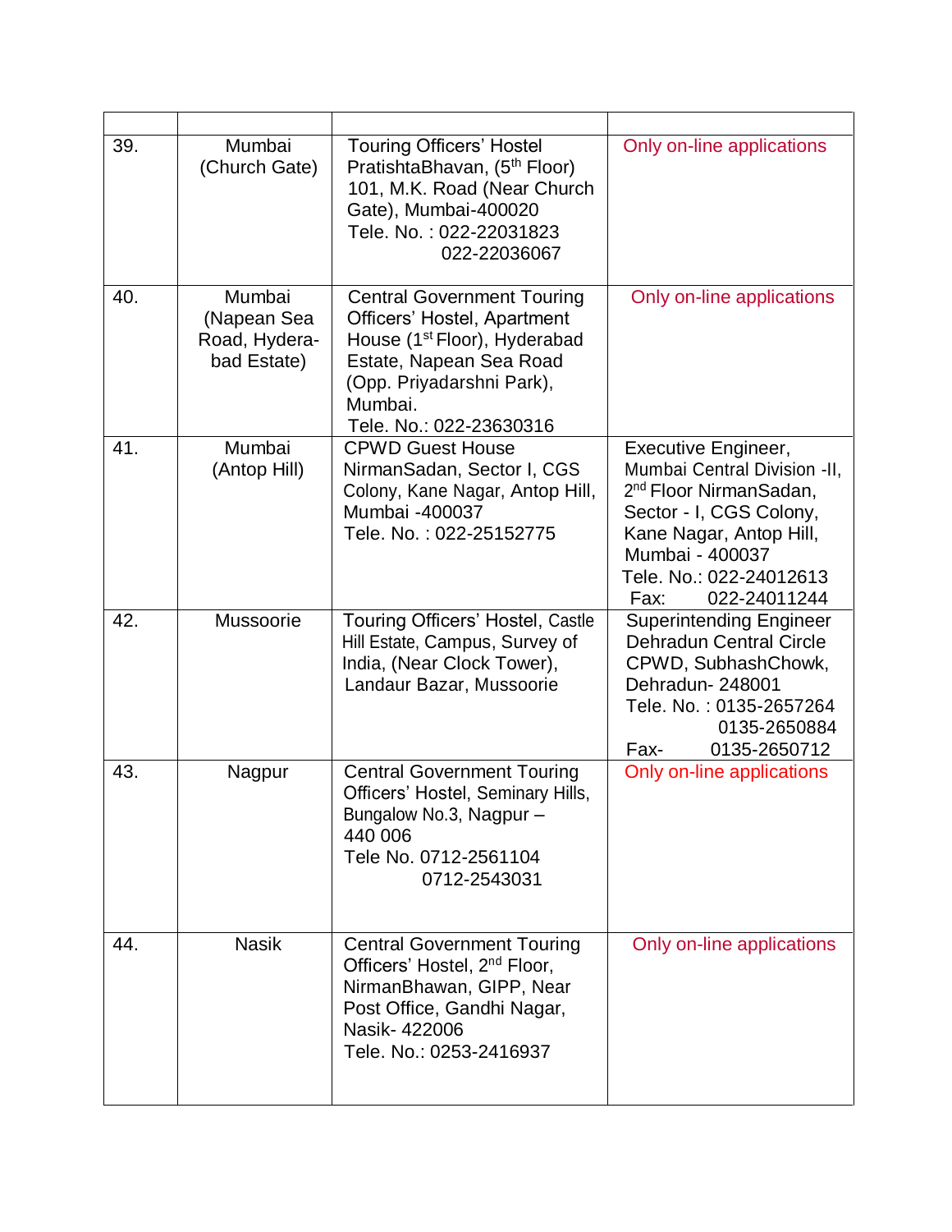| | | | |
|---|---|---|---|
| 39. | Mumbai (Church Gate) | Touring Officers' Hostel PratishtaBhavan, (5th Floor) 101, M.K. Road (Near Church Gate), Mumbai-400020 Tele. No. : 022-22031823 022-22036067 | Only on-line applications |
| 40. | Mumbai (Napean Sea Road, Hydera-bad Estate) | Central Government Touring Officers' Hostel, Apartment House (1st Floor), Hyderabad Estate, Napean Sea Road (Opp. Priyadarshni Park), Mumbai. Tele. No.: 022-23630316 | Only on-line applications |
| 41. | Mumbai (Antop Hill) | CPWD Guest House NirmanSadan, Sector I, CGS Colony, Kane Nagar, Antop Hill, Mumbai -400037 Tele. No. : 022-25152775 | Executive Engineer, Mumbai Central Division -II, 2nd Floor NirmanSadan, Sector - I, CGS Colony, Kane Nagar, Antop Hill, Mumbai - 400037 Tele. No.: 022-24012613 Fax: 022-24011244 |
| 42. | Mussoorie | Touring Officers' Hostel, Castle Hill Estate, Campus, Survey of India, (Near Clock Tower), Landaur Bazar, Mussoorie | Superintending Engineer Dehradun Central Circle CPWD, SubhashChowk, Dehradun- 248001 Tele. No. : 0135-2657264 0135-2650884 Fax- 0135-2650712 |
| 43. | Nagpur | Central Government Touring Officers' Hostel, Seminary Hills, Bungalow No.3, Nagpur – 440 006 Tele No. 0712-2561104 0712-2543031 | Only on-line applications |
| 44. | Nasik | Central Government Touring Officers' Hostel, 2nd Floor, NirmanBhawan, GIPP, Near Post Office, Gandhi Nagar, Nasik- 422006 Tele. No.: 0253-2416937 | Only on-line applications |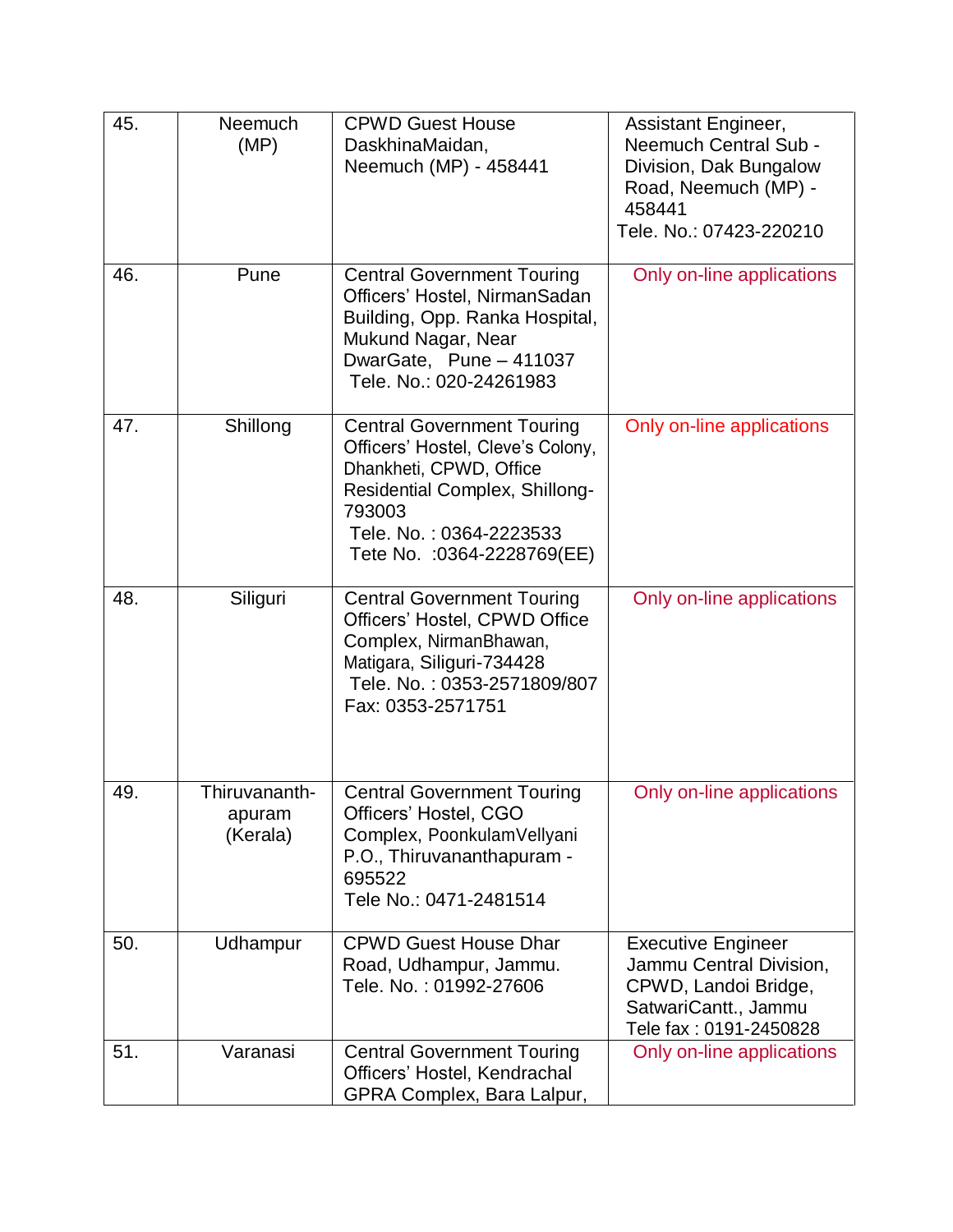| 45. | Neemuch (MP) | CPWD Guest House DaskhinaMaidan, Neemuch (MP) - 458441 | Assistant Engineer, Neemuch Central Sub - Division, Dak Bungalow Road, Neemuch (MP) - 458441 Tele. No.: 07423-220210 |
|---|---|---|---|
| 46. | Pune | Central Government Touring Officers' Hostel, NirmanSadan Building, Opp. Ranka Hospital, Mukund Nagar, Near DwarGate, Pune – 411037 Tele. No.: 020-24261983 | Only on-line applications |
| 47. | Shillong | Central Government Touring Officers' Hostel, Cleve's Colony, Dhankheti, CPWD, Office Residential Complex, Shillong-793003 Tele. No. : 0364-2223533 Tete No. :0364-2228769(EE) | Only on-line applications |
| 48. | Siliguri | Central Government Touring Officers' Hostel, CPWD Office Complex, NirmanBhawan, Matigara, Siliguri-734428 Tele. No. : 0353-2571809/807 Fax: 0353-2571751 | Only on-line applications |
| 49. | Thiruvananth-apuram (Kerala) | Central Government Touring Officers' Hostel, CGO Complex, PoonkulamVellyani P.O., Thiruvananthapuram - 695522 Tele No.: 0471-2481514 | Only on-line applications |
| 50. | Udhampur | CPWD Guest House Dhar Road, Udhampur, Jammu. Tele. No. : 01992-27606 | Executive Engineer Jammu Central Division, CPWD, Landoi Bridge, SatwariCantt., Jammu Tele fax : 0191-2450828 |
| 51. | Varanasi | Central Government Touring Officers' Hostel, Kendrachal GPRA Complex, Bara Lalpur, | Only on-line applications |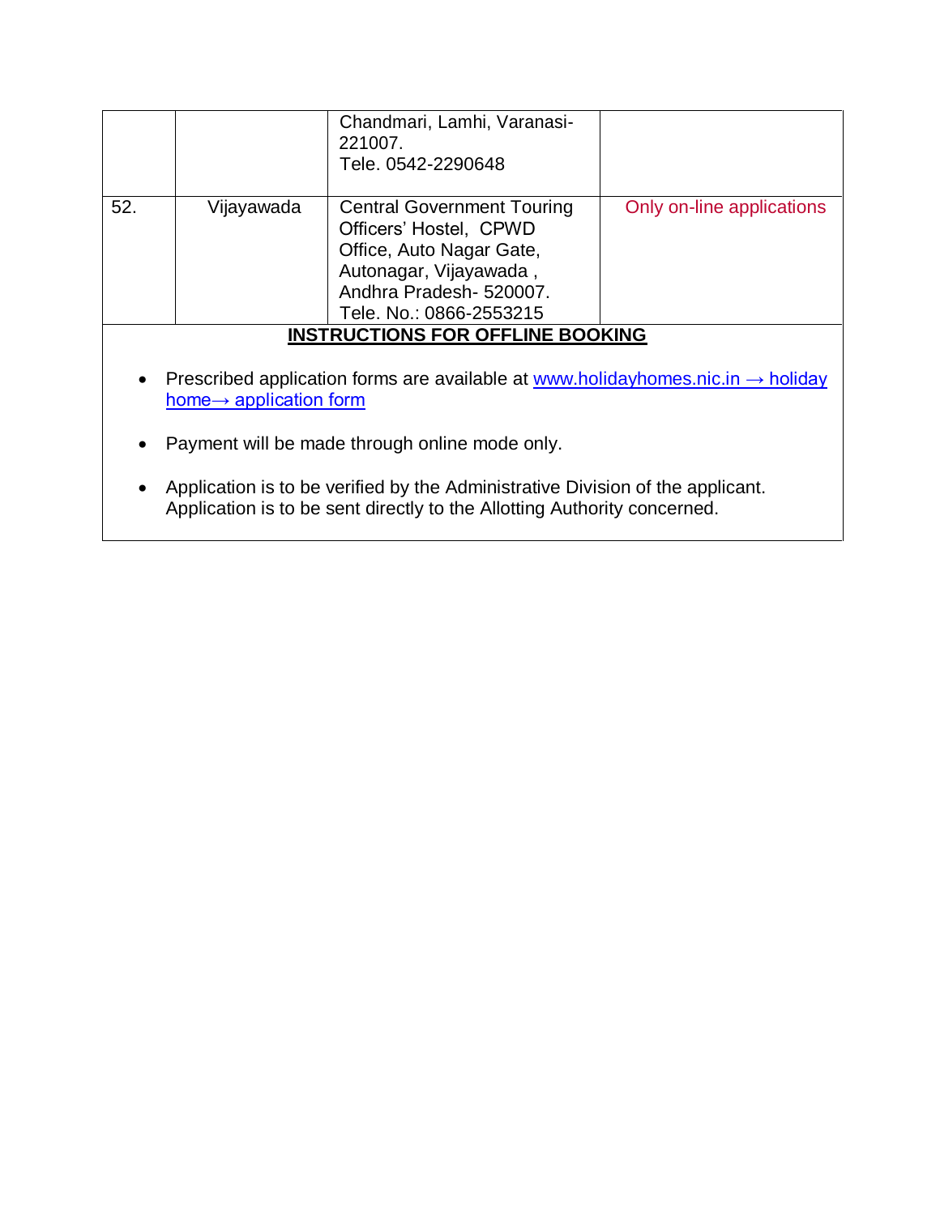| | | | |
|---|---|---|---|
| | | Chandmari, Lamhi, Varanasi-221007.<br>Tele. 0542-2290648 | |
| 52. | Vijayawada | Central Government Touring Officers' Hostel, CPWD Office, Auto Nagar Gate, Autonagar, Vijayawada , Andhra Pradesh- 520007.<br>Tele. No.: 0866-2553215 | Only on-line applications |

**INSTRUCTIONS FOR OFFLINE BOOKING**

- Prescribed application forms are available at www.holidayhomes.nic.in → holiday home→ application form
- Payment will be made through online mode only.
- Application is to be verified by the Administrative Division of the applicant. Application is to be sent directly to the Allotting Authority concerned.